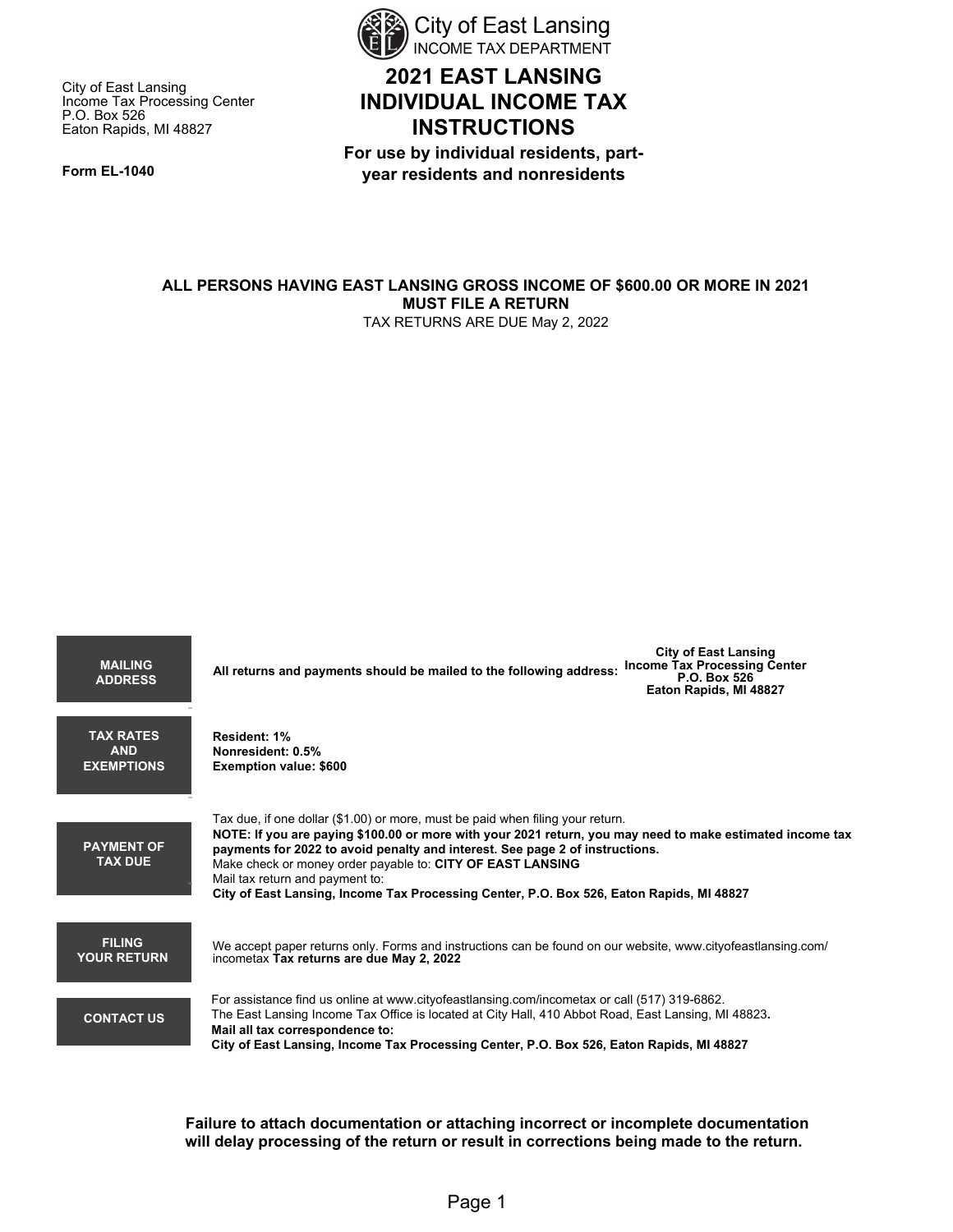City of East Lansing
INCOME TAX DEPARTMENT

City of East Lansing
Income Tax Processing Center
P.O. Box 526
Eaton Rapids, MI 48827

**Form EL-1040**

# 2021 EAST LANSING INDIVIDUAL INCOME TAX INSTRUCTIONS

**For use by individual residents, part-year residents and nonresidents**

**ALL PERSONS HAVING EAST LANSING GROSS INCOME OF $600.00 OR MORE IN 2021 MUST FILE A RETURN**

TAX RETURNS ARE DUE May 2, 2022

| | |
|---|---|
| **MAILING ADDRESS** | **All returns and payments should be mailed to the following address:** **City of East Lansing Income Tax Processing Center P.O. Box 526 Eaton Rapids, MI 48827** |
| **TAX RATES AND EXEMPTIONS** | **Resident: 1%**<br>**Nonresident: 0.5%**<br>**Exemption value: $600** |
| **PAYMENT OF TAX DUE** | Tax due, if one dollar ($1.00) or more, must be paid when filing your return.<br>**NOTE: If you are paying $100.00 or more with your 2021 return, you may need to make estimated income tax payments for 2022 to avoid penalty and interest. See page 2 of instructions.**<br>Make check or money order payable to: **CITY OF EAST LANSING**<br>Mail tax return and payment to:<br>**City of East Lansing, Income Tax Processing Center, P.O. Box 526, Eaton Rapids, MI 48827** |
| **FILING YOUR RETURN** | We accept paper returns only. Forms and instructions can be found on our website, www.cityofeastlansing.com/incometax **Tax returns are due May 2, 2022** |
| **CONTACT US** | For assistance find us online at www.cityofeastlansing.com/incometax or call (517) 319-6862.<br>The East Lansing Income Tax Office is located at City Hall, 410 Abbot Road, East Lansing, MI 48823.<br>**Mail all tax correspondence to:**<br>**City of East Lansing, Income Tax Processing Center, P.O. Box 526, Eaton Rapids, MI 48827** |

**Failure to attach documentation or attaching incorrect or incomplete documentation will delay processing of the return or result in corrections being made to the return.**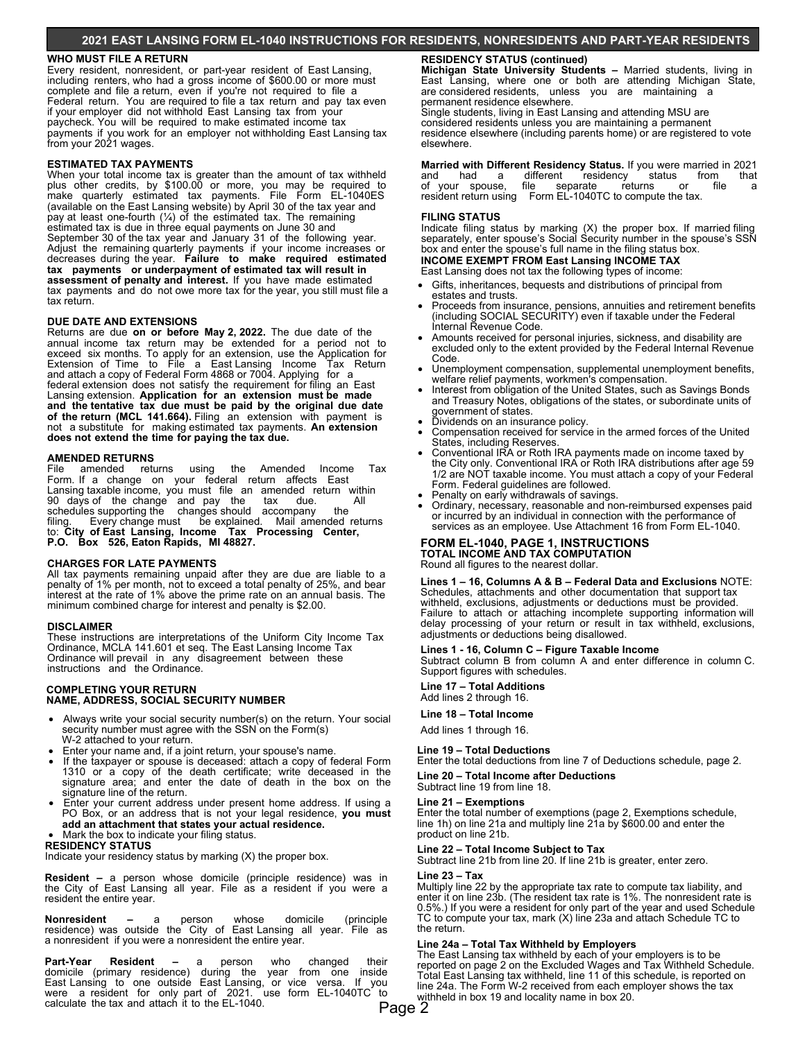## 2021 EAST LANSING FORM EL-1040 INSTRUCTIONS FOR RESIDENTS, NONRESIDENTS AND PART-YEAR RESIDENTS

### WHO MUST FILE A RETURN

Every resident, nonresident, or part-year resident of East Lansing, including renters, who had a gross income of $600.00 or more must complete and file a return, even if you're not required to file a Federal return. You are required to file a tax return and pay tax even if your employer did not withhold East Lansing tax from your paycheck. You will be required to make estimated income tax payments if you work for an employer not withholding East Lansing tax from your 2021 wages.

### ESTIMATED TAX PAYMENTS

When your total income tax is greater than the amount of tax withheld plus other credits, by $100.00 or more, you may be required to make quarterly estimated tax payments. File Form EL-1040ES (available on the East Lansing website) by April 30 of the tax year and pay at least one-fourth (¼) of the estimated tax. The remaining estimated tax is due in three equal payments on June 30 and September 30 of the tax year and January 31 of the following year. Adjust the remaining quarterly payments if your income increases or decreases during the year. **Failure to make required estimated tax payments or underpayment of estimated tax will result in assessment of penalty and interest.** If you have made estimated tax payments and do not owe more tax for the year, you still must file a tax return.

### DUE DATE AND EXTENSIONS

Returns are due **on or before May 2, 2022.** The due date of the annual income tax return may be extended for a period not to exceed six months. To apply for an extension, use the Application for Extension of Time to File a East Lansing Income Tax Return and attach a copy of Federal Form 4868 or 7004. Applying for a federal extension does not satisfy the requirement for filing an East Lansing extension. **Application for an extension must be made and the tentative tax due must be paid by the original due date of the return (MCL 141.664).** Filing an extension with payment is not a substitute for making estimated tax payments. **An extension does not extend the time for paying the tax due.**

### AMENDED RETURNS

File amended returns using the Amended Income Tax Form. If a change on your federal return affects East Lansing taxable income, you must file an amended return within 90 days of the change and pay the tax due. All schedules supporting the changes should accompany the filing. Every change must be explained. Mail amended returns to: **City of East Lansing, Income Tax Processing Center, P.O. Box 526, Eaton Rapids, MI 48827.**

### CHARGES FOR LATE PAYMENTS

All tax payments remaining unpaid after they are due are liable to a penalty of 1% per month, not to exceed a total penalty of 25%, and bear interest at the rate of 1% above the prime rate on an annual basis. The minimum combined charge for interest and penalty is $2.00.

### DISCLAIMER

These instructions are interpretations of the Uniform City Income Tax Ordinance, MCLA 141.601 et seq. The East Lansing Income Tax Ordinance will prevail in any disagreement between these instructions and the Ordinance.

### COMPLETING YOUR RETURN
### NAME, ADDRESS, SOCIAL SECURITY NUMBER

- Always write your social security number(s) on the return. Your social security number must agree with the SSN on the Form(s) W-2 attached to your return.
- Enter your name and, if a joint return, your spouse's name.
- If the taxpayer or spouse is deceased: attach a copy of federal Form 1310 or a copy of the death certificate; write deceased in the signature area; and enter the date of death in the box on the signature line of the return.
- Enter your current address under present home address. If using a PO Box, or an address that is not your legal residence, **you must add an attachment that states your actual residence.**
- Mark the box to indicate your filing status.

### RESIDENCY STATUS

Indicate your residency status by marking (X) the proper box.

**Resident –** a person whose domicile (principle residence) was in the City of East Lansing all year. File as a resident if you were a resident the entire year.

**Nonresident –** a person whose domicile (principle residence) was outside the City of East Lansing all year. File as a nonresident if you were a nonresident the entire year.

**Part-Year Resident –** a person who changed their domicile (primary residence) during the year from one inside East Lansing to one outside East Lansing, or vice versa. If you were a resident for only part of 2021. use form EL-1040TC to calculate the tax and attach it to the EL-1040.

### RESIDENCY STATUS (continued)

**Michigan State University Students –** Married students, living in East Lansing, where one or both are attending Michigan State, are considered residents, unless you are maintaining a permanent residence elsewhere.
Single students, living in East Lansing and attending MSU are considered residents unless you are maintaining a permanent residence elsewhere (including parents home) or are registered to vote elsewhere.

**Married with Different Residency Status.** If you were married in 2021 and had a different residency status from that of your spouse, file separate returns or file a resident return using Form EL-1040TC to compute the tax.

### FILING STATUS

Indicate filing status by marking (X) the proper box. If married filing separately, enter spouse's Social Security number in the spouse's SSN box and enter the spouse's full name in the filing status box.

### INCOME EXEMPT FROM East Lansing INCOME TAX

East Lansing does not tax the following types of income:

- Gifts, inheritances, bequests and distributions of principal from estates and trusts.
- Proceeds from insurance, pensions, annuities and retirement benefits (including SOCIAL SECURITY) even if taxable under the Federal Internal Revenue Code.
- Amounts received for personal injuries, sickness, and disability are excluded only to the extent provided by the Federal Internal Revenue Code.
- Unemployment compensation, supplemental unemployment benefits, welfare relief payments, workmen's compensation.
- Interest from obligation of the United States, such as Savings Bonds and Treasury Notes, obligations of the states, or subordinate units of government of states.
- Dividends on an insurance policy.
- Compensation received for service in the armed forces of the United States, including Reserves.
- Conventional IRA or Roth IRA payments made on income taxed by the City only. Conventional IRA or Roth IRA distributions after age 59 1/2 are NOT taxable income. You must attach a copy of your Federal Form. Federal guidelines are followed.
- Penalty on early withdrawals of savings.
- Ordinary, necessary, reasonable and non-reimbursed expenses paid or incurred by an individual in connection with the performance of services as an employee. Use Attachment 16 from Form EL-1040.

## FORM EL-1040, PAGE 1, INSTRUCTIONS
### TOTAL INCOME AND TAX COMPUTATION

Round all figures to the nearest dollar.

**Lines 1 – 16, Columns A & B – Federal Data and Exclusions** NOTE: Schedules, attachments and other documentation that support tax withheld, exclusions, adjustments or deductions must be provided. Failure to attach or attaching incomplete supporting information will delay processing of your return or result in tax withheld, exclusions, adjustments or deductions being disallowed.

**Lines 1 - 16, Column C – Figure Taxable Income**
Subtract column B from column A and enter difference in column C. Support figures with schedules.

**Line 17 – Total Additions**
Add lines 2 through 16.

**Line 18 – Total Income**
Add lines 1 through 16.

**Line 19 – Total Deductions**
Enter the total deductions from line 7 of Deductions schedule, page 2.

**Line 20 – Total Income after Deductions**
Subtract line 19 from line 18.

**Line 21 – Exemptions**
Enter the total number of exemptions (page 2, Exemptions schedule, line 1h) on line 21a and multiply line 21a by $600.00 and enter the product on line 21b.

**Line 22 – Total Income Subject to Tax**
Subtract line 21b from line 20. If line 21b is greater, enter zero.

**Line 23 – Tax**
Multiply line 22 by the appropriate tax rate to compute tax liability, and enter it on line 23b. (The resident tax rate is 1%. The nonresident rate is 0.5%.) If you were a resident for only part of the year and used Schedule TC to compute your tax, mark (X) line 23a and attach Schedule TC to the return.

**Line 24a – Total Tax Withheld by Employers**
The East Lansing tax withheld by each of your employers is to be reported on page 2 on the Excluded Wages and Tax Withheld Schedule. Total East Lansing tax withheld, line 11 of this schedule, is reported on line 24a. The Form W-2 received from each employer shows the tax withheld in box 19 and locality name in box 20.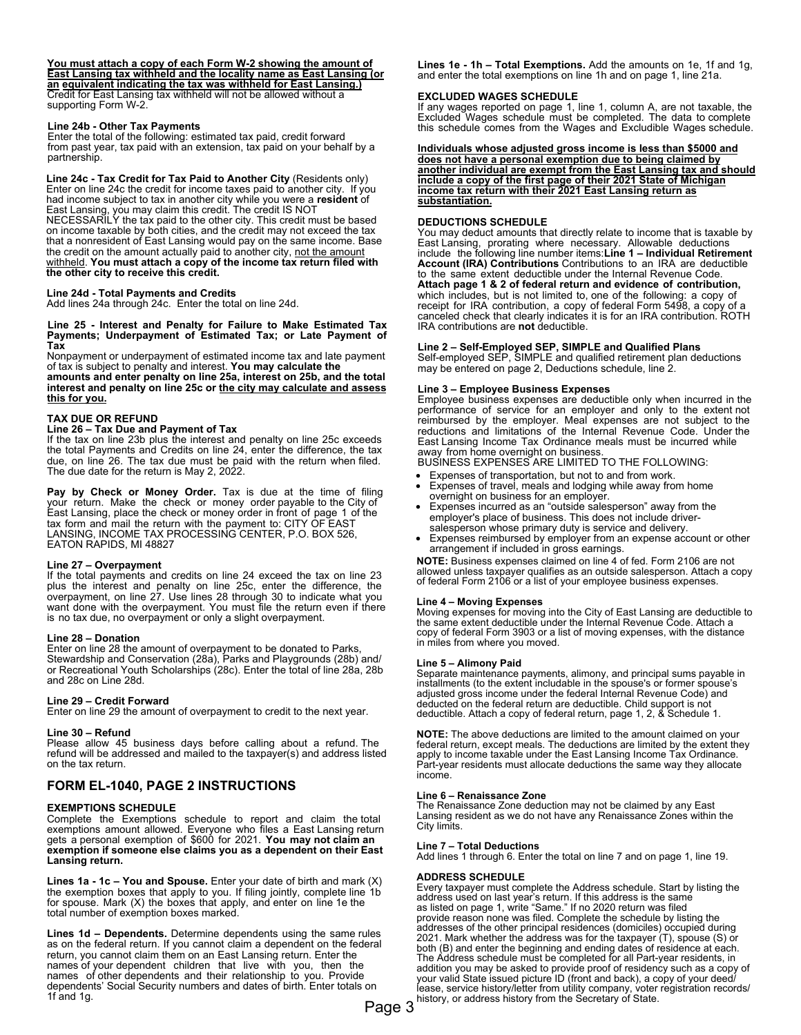**You must attach a copy of each Form W-2 showing the amount of East Lansing tax withheld and the locality name as East Lansing (or an equivalent indicating the tax was withheld for East Lansing.)** Credit for East Lansing tax withheld will not be allowed without a supporting Form W-2.

**Line 24b - Other Tax Payments**
Enter the total of the following: estimated tax paid, credit forward from past year, tax paid with an extension, tax paid on your behalf by a partnership.

**Line 24c - Tax Credit for Tax Paid to Another City** (Residents only)
Enter on line 24c the credit for income taxes paid to another city. If you had income subject to tax in another city while you were a **resident** of East Lansing, you may claim this credit. The credit IS NOT NECESSARILY the tax paid to the other city. This credit must be based on income taxable by both cities, and the credit may not exceed the tax that a nonresident of East Lansing would pay on the same income. Base the credit on the amount actually paid to another city, not the amount withheld. **You must attach a copy of the income tax return filed with the other city to receive this credit.**

**Line 24d - Total Payments and Credits**
Add lines 24a through 24c. Enter the total on line 24d.

**Line 25 - Interest and Penalty for Failure to Make Estimated Tax Payments; Underpayment of Estimated Tax; or Late Payment of Tax**
Nonpayment or underpayment of estimated income tax and late payment of tax is subject to penalty and interest. **You may calculate the amounts and enter penalty on line 25a, interest on 25b, and the total interest and penalty on line 25c or the city may calculate and assess this for you.**

**TAX DUE OR REFUND**

**Line 26 – Tax Due and Payment of Tax**
If the tax on line 23b plus the interest and penalty on line 25c exceeds the total Payments and Credits on line 24, enter the difference, the tax due, on line 26. The tax due must be paid with the return when filed. The due date for the return is May 2, 2022.

**Pay by Check or Money Order.** Tax is due at the time of filing your return. Make the check or money order payable to the City of East Lansing, place the check or money order in front of page 1 of the tax form and mail the return with the payment to: CITY OF EAST LANSING, INCOME TAX PROCESSING CENTER, P.O. BOX 526, EATON RAPIDS, MI 48827

**Line 27 – Overpayment**
If the total payments and credits on line 24 exceed the tax on line 23 plus the interest and penalty on line 25c, enter the difference, the overpayment, on line 27. Use lines 28 through 30 to indicate what you want done with the overpayment. You must file the return even if there is no tax due, no overpayment or only a slight overpayment.

**Line 28 – Donation**
Enter on line 28 the amount of overpayment to be donated to Parks, Stewardship and Conservation (28a), Parks and Playgrounds (28b) and/or Recreational Youth Scholarships (28c). Enter the total of line 28a, 28b and 28c on Line 28d.

**Line 29 – Credit Forward**
Enter on line 29 the amount of overpayment to credit to the next year.

**Line 30 – Refund**
Please allow 45 business days before calling about a refund. The refund will be addressed and mailed to the taxpayer(s) and address listed on the tax return.

## FORM EL-1040, PAGE 2 INSTRUCTIONS

**EXEMPTIONS SCHEDULE**
Complete the Exemptions schedule to report and claim the total exemptions amount allowed. Everyone who files a East Lansing return gets a personal exemption of $600 for 2021. **You may not claim an exemption if someone else claims you as a dependent on their East Lansing return.**

**Lines 1a - 1c – You and Spouse.** Enter your date of birth and mark (X) the exemption boxes that apply to you. If filing jointly, complete line 1b for spouse. Mark (X) the boxes that apply, and enter on line 1e the total number of exemption boxes marked.

**Lines 1d – Dependents.** Determine dependents using the same rules as on the federal return. If you cannot claim a dependent on the federal return, you cannot claim them on an East Lansing return. Enter the names of your dependent children that live with you, then the names of other dependents and their relationship to you. Provide dependents' Social Security numbers and dates of birth. Enter totals on 1f and 1g.

**Lines 1e - 1h – Total Exemptions.** Add the amounts on 1e, 1f and 1g, and enter the total exemptions on line 1h and on page 1, line 21a.

**EXCLUDED WAGES SCHEDULE**
If any wages reported on page 1, line 1, column A, are not taxable, the Excluded Wages schedule must be completed. The data to complete this schedule comes from the Wages and Excludible Wages schedule.

**Individuals whose adjusted gross income is less than $5000 and does not have a personal exemption due to being claimed by another individual are exempt from the East Lansing tax and should include a copy of the first page of their 2021 State of Michigan income tax return with their 2021 East Lansing return as substantiation.**

**DEDUCTIONS SCHEDULE**
You may deduct amounts that directly relate to income that is taxable by East Lansing, prorating where necessary. Allowable deductions include the following line number items:**Line 1 – Individual Retirement Account (IRA) Contributions** Contributions to an IRA are deductible to the same extent deductible under the Internal Revenue Code. **Attach page 1 & 2 of federal return and evidence of contribution,** which includes, but is not limited to, one of the following: a copy of receipt for IRA contribution, a copy of federal Form 5498, a copy of a canceled check that clearly indicates it is for an IRA contribution. ROTH IRA contributions are **not** deductible.

**Line 2 – Self-Employed SEP, SIMPLE and Qualified Plans**
Self-employed SEP, SIMPLE and qualified retirement plan deductions may be entered on page 2, Deductions schedule, line 2.

**Line 3 – Employee Business Expenses**
Employee business expenses are deductible only when incurred in the performance of service for an employer and only to the extent not reimbursed by the employer. Meal expenses are not subject to the reductions and limitations of the Internal Revenue Code. Under the East Lansing Income Tax Ordinance meals must be incurred while away from home overnight on business.
BUSINESS EXPENSES ARE LIMITED TO THE FOLLOWING:

- Expenses of transportation, but not to and from work.
- Expenses of travel, meals and lodging while away from home overnight on business for an employer.
- Expenses incurred as an "outside salesperson" away from the employer's place of business. This does not include driver-salesperson whose primary duty is service and delivery.
- Expenses reimbursed by employer from an expense account or other arrangement if included in gross earnings.

**NOTE:** Business expenses claimed on line 4 of fed. Form 2106 are not allowed unless taxpayer qualifies as an outside salesperson. Attach a copy of federal Form 2106 or a list of your employee business expenses.

**Line 4 – Moving Expenses**
Moving expenses for moving into the City of East Lansing are deductible to the same extent deductible under the Internal Revenue Code. Attach a copy of federal Form 3903 or a list of moving expenses, with the distance in miles from where you moved.

**Line 5 – Alimony Paid**
Separate maintenance payments, alimony, and principal sums payable in installments (to the extent includable in the spouse's or former spouse's adjusted gross income under the federal Internal Revenue Code) and deducted on the federal return are deductible. Child support is not deductible. Attach a copy of federal return, page 1, 2, & Schedule 1.

**NOTE:** The above deductions are limited to the amount claimed on your federal return, except meals. The deductions are limited by the extent they apply to income taxable under the East Lansing Income Tax Ordinance. Part-year residents must allocate deductions the same way they allocate income.

**Line 6 – Renaissance Zone**
The Renaissance Zone deduction may not be claimed by any East Lansing resident as we do not have any Renaissance Zones within the City limits.

**Line 7 – Total Deductions**
Add lines 1 through 6. Enter the total on line 7 and on page 1, line 19.

**ADDRESS SCHEDULE**
Every taxpayer must complete the Address schedule. Start by listing the address used on last year's return. If this address is the same as listed on page 1, write "Same." If no 2020 return was filed provide reason none was filed. Complete the schedule by listing the addresses of the other principal residences (domiciles) occupied during 2021. Mark whether the address was for the taxpayer (T), spouse (S) or both (B) and enter the beginning and ending dates of residence at each. The Address schedule must be completed for all Part-year residents, in addition you may be asked to provide proof of residency such as a copy of your valid State issued picture ID (front and back), a copy of your deed/ lease, service history/letter from utility company, voter registration records/ history, or address history from the Secretary of State.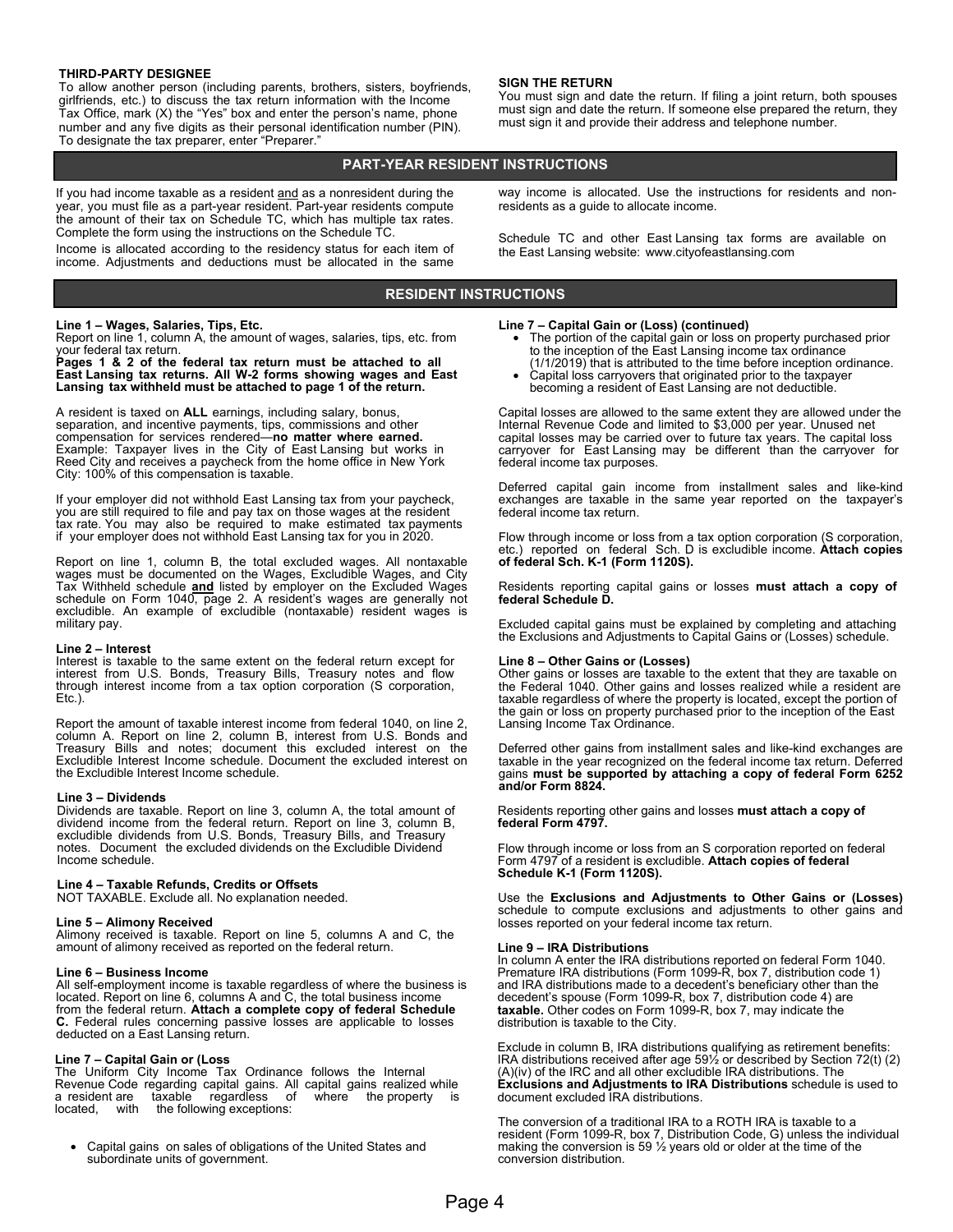### THIRD-PARTY DESIGNEE

To allow another person (including parents, brothers, sisters, boyfriends, girlfriends, etc.) to discuss the tax return information with the Income Tax Office, mark (X) the "Yes" box and enter the person's name, phone number and any five digits as their personal identification number (PIN). To designate the tax preparer, enter "Preparer."

### SIGN THE RETURN

You must sign and date the return. If filing a joint return, both spouses must sign and date the return. If someone else prepared the return, they must sign it and provide their address and telephone number.

## PART-YEAR RESIDENT INSTRUCTIONS

If you had income taxable as a resident and as a nonresident during the year, you must file as a part-year resident. Part-year residents compute the amount of their tax on Schedule TC, which has multiple tax rates. Complete the form using the instructions on the Schedule TC.

Income is allocated according to the residency status for each item of income. Adjustments and deductions must be allocated in the same way income is allocated. Use the instructions for residents and non-residents as a guide to allocate income.

Schedule TC and other East Lansing tax forms are available on the East Lansing website: www.cityofeastlansing.com

## RESIDENT INSTRUCTIONS

### Line 1 – Wages, Salaries, Tips, Etc.

Report on line 1, column A, the amount of wages, salaries, tips, etc. from your federal tax return.

**Pages 1 & 2 of the federal tax return must be attached to all East Lansing tax returns. All W-2 forms showing wages and East Lansing tax withheld must be attached to page 1 of the return.**

A resident is taxed on **ALL** earnings, including salary, bonus, separation, and incentive payments, tips, commissions and other compensation for services rendered—**no matter where earned.** Example: Taxpayer lives in the City of East Lansing but works in Reed City and receives a paycheck from the home office in New York City: 100% of this compensation is taxable.

If your employer did not withhold East Lansing tax from your paycheck, you are still required to file and pay tax on those wages at the resident tax rate. You may also be required to make estimated tax payments if your employer does not withhold East Lansing tax for you in 2020.

Report on line 1, column B, the total excluded wages. All nontaxable wages must be documented on the Wages, Excludible Wages, and City Tax Withheld schedule **and** listed by employer on the Excluded Wages schedule on Form 1040, page 2. A resident's wages are generally not excludible. An example of excludible (nontaxable) resident wages is military pay.

### Line 2 – Interest

Interest is taxable to the same extent on the federal return except for interest from U.S. Bonds, Treasury Bills, Treasury notes and flow through interest income from a tax option corporation (S corporation, Etc.).

Report the amount of taxable interest income from federal 1040, on line 2, column A. Report on line 2, column B, interest from U.S. Bonds and Treasury Bills and notes; document this excluded interest on the Excludible Interest Income schedule. Document the excluded interest on the Excludible Interest Income schedule.

### Line 3 – Dividends

Dividends are taxable. Report on line 3, column A, the total amount of dividend income from the federal return. Report on line 3, column B, excludible dividends from U.S. Bonds, Treasury Bills, and Treasury notes. Document the excluded dividends on the Excludible Dividend Income schedule.

### Line 4 – Taxable Refunds, Credits or Offsets

NOT TAXABLE. Exclude all. No explanation needed.

### Line 5 – Alimony Received

Alimony received is taxable. Report on line 5, columns A and C, the amount of alimony received as reported on the federal return.

### Line 6 – Business Income

All self-employment income is taxable regardless of where the business is located. Report on line 6, columns A and C, the total business income from the federal return. **Attach a complete copy of federal Schedule C.** Federal rules concerning passive losses are applicable to losses deducted on a East Lansing return.

### Line 7 – Capital Gain or (Loss

The Uniform City Income Tax Ordinance follows the Internal Revenue Code regarding capital gains. All capital gains realized while a resident are taxable regardless of where the property is located, with the following exceptions:

- Capital gains on sales of obligations of the United States and subordinate units of government.

### Line 7 – Capital Gain or (Loss) (continued)

- The portion of the capital gain or loss on property purchased prior to the inception of the East Lansing income tax ordinance (1/1/2019) that is attributed to the time before inception ordinance.
- Capital loss carryovers that originated prior to the taxpayer becoming a resident of East Lansing are not deductible.

Capital losses are allowed to the same extent they are allowed under the Internal Revenue Code and limited to $3,000 per year. Unused net capital losses may be carried over to future tax years. The capital loss carryover for East Lansing may be different than the carryover for federal income tax purposes.

Deferred capital gain income from installment sales and like-kind exchanges are taxable in the same year reported on the taxpayer's federal income tax return.

Flow through income or loss from a tax option corporation (S corporation, etc.) reported on federal Sch. D is excludible income. **Attach copies of federal Sch. K-1 (Form 1120S).**

Residents reporting capital gains or losses **must attach a copy of federal Schedule D.**

Excluded capital gains must be explained by completing and attaching the Exclusions and Adjustments to Capital Gains or (Losses) schedule.

### Line 8 – Other Gains or (Losses)

Other gains or losses are taxable to the extent that they are taxable on the Federal 1040. Other gains and losses realized while a resident are taxable regardless of where the property is located, except the portion of the gain or loss on property purchased prior to the inception of the East Lansing Income Tax Ordinance.

Deferred other gains from installment sales and like-kind exchanges are taxable in the year recognized on the federal income tax return. Deferred gains **must be supported by attaching a copy of federal Form 6252 and/or Form 8824.**

Residents reporting other gains and losses **must attach a copy of federal Form 4797.**

Flow through income or loss from an S corporation reported on federal Form 4797 of a resident is excludible. **Attach copies of federal Schedule K-1 (Form 1120S).**

Use the **Exclusions and Adjustments to Other Gains or (Losses)** schedule to compute exclusions and adjustments to other gains and losses reported on your federal income tax return.

### Line 9 – IRA Distributions

In column A enter the IRA distributions reported on federal Form 1040. Premature IRA distributions (Form 1099-R, box 7, distribution code 1) and IRA distributions made to a decedent's beneficiary other than the decedent's spouse (Form 1099-R, box 7, distribution code 4) are **taxable.** Other codes on Form 1099-R, box 7, may indicate the distribution is taxable to the City.

Exclude in column B, IRA distributions qualifying as retirement benefits: IRA distributions received after age 59½ or described by Section 72(t) (2)(A)(iv) of the IRC and all other excludible IRA distributions. The **Exclusions and Adjustments to IRA Distributions** schedule is used to document excluded IRA distributions.

The conversion of a traditional IRA to a ROTH IRA is taxable to a resident (Form 1099-R, box 7, Distribution Code, G) unless the individual making the conversion is 59 ½ years old or older at the time of the conversion distribution.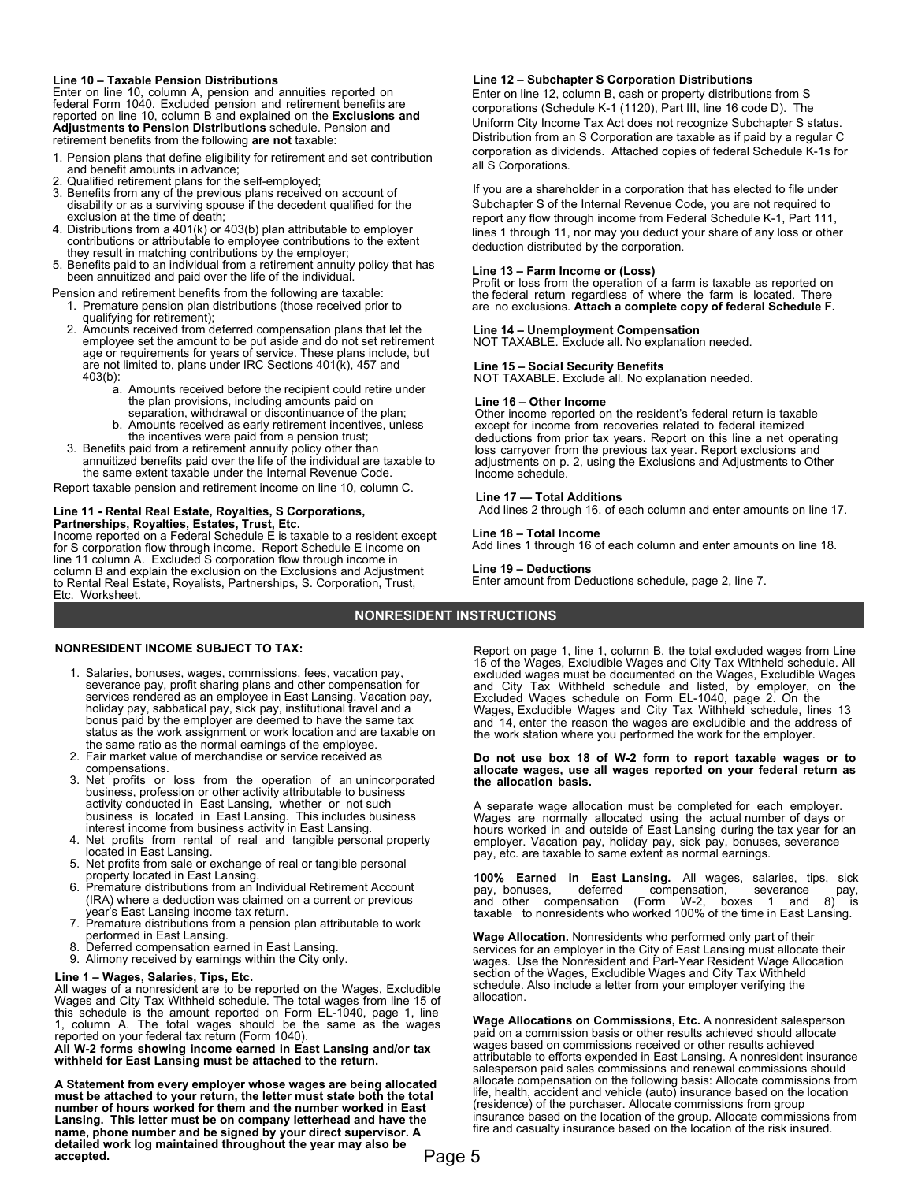**Line 10 – Taxable Pension Distributions**
Enter on line 10, column A, pension and annuities reported on federal Form 1040. Excluded pension and retirement benefits are reported on line 10, column B and explained on the **Exclusions and Adjustments to Pension Distributions** schedule. Pension and retirement benefits from the following **are not** taxable:

1. Pension plans that define eligibility for retirement and set contribution and benefit amounts in advance;
2. Qualified retirement plans for the self-employed;
3. Benefits from any of the previous plans received on account of disability or as a surviving spouse if the decedent qualified for the exclusion at the time of death;
4. Distributions from a 401(k) or 403(b) plan attributable to employer contributions or attributable to employee contributions to the extent they result in matching contributions by the employer;
5. Benefits paid to an individual from a retirement annuity policy that has been annuitized and paid over the life of the individual.

Pension and retirement benefits from the following **are** taxable:

1. Premature pension plan distributions (those received prior to qualifying for retirement);
2. Amounts received from deferred compensation plans that let the employee set the amount to be put aside and do not set retirement age or requirements for years of service. These plans include, but are not limited to, plans under IRC Sections 401(k), 457 and 403(b):
   a. Amounts received before the recipient could retire under the plan provisions, including amounts paid on separation, withdrawal or discontinuance of the plan;
   b. Amounts received as early retirement incentives, unless the incentives were paid from a pension trust;
3. Benefits paid from a retirement annuity policy other than annuitized benefits paid over the life of the individual are taxable to the same extent taxable under the Internal Revenue Code.

Report taxable pension and retirement income on line 10, column C.

**Line 11 - Rental Real Estate, Royalties, S Corporations, Partnerships, Royalties, Estates, Trust, Etc.**
Income reported on a Federal Schedule E is taxable to a resident except for S corporation flow through income. Report Schedule E income on line 11 column A. Excluded S corporation flow through income in column B and explain the exclusion on the Exclusions and Adjustment to Rental Real Estate, Royalists, Partnerships, S. Corporation, Trust, Etc. Worksheet.

**Line 12 – Subchapter S Corporation Distributions**
Enter on line 12, column B, cash or property distributions from S corporations (Schedule K-1 (1120), Part III, line 16 code D). The Uniform City Income Tax Act does not recognize Subchapter S status. Distribution from an S Corporation are taxable as if paid by a regular C corporation as dividends. Attached copies of federal Schedule K-1s for all S Corporations.

If you are a shareholder in a corporation that has elected to file under Subchapter S of the Internal Revenue Code, you are not required to report any flow through income from Federal Schedule K-1, Part 111, lines 1 through 11, nor may you deduct your share of any loss or other deduction distributed by the corporation.

**Line 13 – Farm Income or (Loss)**
Profit or loss from the operation of a farm is taxable as reported on the federal return regardless of where the farm is located. There are no exclusions. **Attach a complete copy of federal Schedule F.**

**Line 14 – Unemployment Compensation**
NOT TAXABLE. Exclude all. No explanation needed.

**Line 15 – Social Security Benefits**
NOT TAXABLE. Exclude all. No explanation needed.

**Line 16 – Other Income**
Other income reported on the resident's federal return is taxable except for income from recoveries related to federal itemized deductions from prior tax years. Report on this line a net operating loss carryover from the previous tax year. Report exclusions and adjustments on p. 2, using the Exclusions and Adjustments to Other Income schedule.

**Line 17 — Total Additions**
Add lines 2 through 16. of each column and enter amounts on line 17.

**Line 18 – Total Income**
Add lines 1 through 16 of each column and enter amounts on line 18.

**Line 19 – Deductions**
Enter amount from Deductions schedule, page 2, line 7.

## NONRESIDENT INSTRUCTIONS

**NONRESIDENT INCOME SUBJECT TO TAX:**

1. Salaries, bonuses, wages, commissions, fees, vacation pay, severance pay, profit sharing plans and other compensation for services rendered as an employee in East Lansing. Vacation pay, holiday pay, sabbatical pay, sick pay, institutional travel and a bonus paid by the employer are deemed to have the same tax status as the work assignment or work location and are taxable on the same ratio as the normal earnings of the employee.
2. Fair market value of merchandise or service received as compensations.
3. Net profits or loss from the operation of an unincorporated business, profession or other activity attributable to business activity conducted in East Lansing, whether or not such business is located in East Lansing. This includes business interest income from business activity in East Lansing.
4. Net profits from rental of real and tangible personal property located in East Lansing.
5. Net profits from sale or exchange of real or tangible personal property located in East Lansing.
6. Premature distributions from an Individual Retirement Account (IRA) where a deduction was claimed on a current or previous year's East Lansing income tax return.
7. Premature distributions from a pension plan attributable to work performed in East Lansing.
8. Deferred compensation earned in East Lansing.
9. Alimony received by earnings within the City only.

**Line 1 – Wages, Salaries, Tips, Etc.**
All wages of a nonresident are to be reported on the Wages, Excludible Wages and City Tax Withheld schedule. The total wages from line 15 of this schedule is the amount reported on Form EL-1040, page 1, line 1, column A. The total wages should be the same as the wages reported on your federal tax return (Form 1040).
**All W-2 forms showing income earned in East Lansing and/or tax withheld for East Lansing must be attached to the return.**

**A Statement from every employer whose wages are being allocated must be attached to your return, the letter must state both the total number of hours worked for them and the number worked in East Lansing. This letter must be on company letterhead and have the name, phone number and be signed by your direct supervisor. A detailed work log maintained throughout the year may also be accepted.**

Report on page 1, line 1, column B, the total excluded wages from Line 16 of the Wages, Excludible Wages and City Tax Withheld schedule. All excluded wages must be documented on the Wages, Excludible Wages and City Tax Withheld schedule and listed, by employer, on the Excluded Wages schedule on Form EL-1040, page 2. On the Wages, Excludible Wages and City Tax Withheld schedule, lines 13 and 14, enter the reason the wages are excludible and the address of the work station where you performed the work for the employer.

**Do not use box 18 of W-2 form to report taxable wages or to allocate wages, use all wages reported on your federal return as the allocation basis.**

A separate wage allocation must be completed for each employer. Wages are normally allocated using the actual number of days or hours worked in and outside of East Lansing during the tax year for an employer. Vacation pay, holiday pay, sick pay, bonuses, severance pay, etc. are taxable to same extent as normal earnings.

**100% Earned in East Lansing.** All wages, salaries, tips, sick pay, bonuses, deferred compensation, severance pay, and other compensation (Form W-2, boxes 1 and 8) is taxable to nonresidents who worked 100% of the time in East Lansing.

**Wage Allocation.** Nonresidents who performed only part of their services for an employer in the City of East Lansing must allocate their wages. Use the Nonresident and Part-Year Resident Wage Allocation section of the Wages, Excludible Wages and City Tax Withheld schedule. Also include a letter from your employer verifying the allocation.

**Wage Allocations on Commissions, Etc.** A nonresident salesperson paid on a commission basis or other results achieved should allocate wages based on commissions received or other results achieved attributable to efforts expended in East Lansing. A nonresident insurance salesperson paid sales commissions and renewal commissions should allocate compensation on the following basis: Allocate commissions from life, health, accident and vehicle (auto) insurance based on the location (residence) of the purchaser. Allocate commissions from group insurance based on the location of the group. Allocate commissions from fire and casualty insurance based on the location of the risk insured.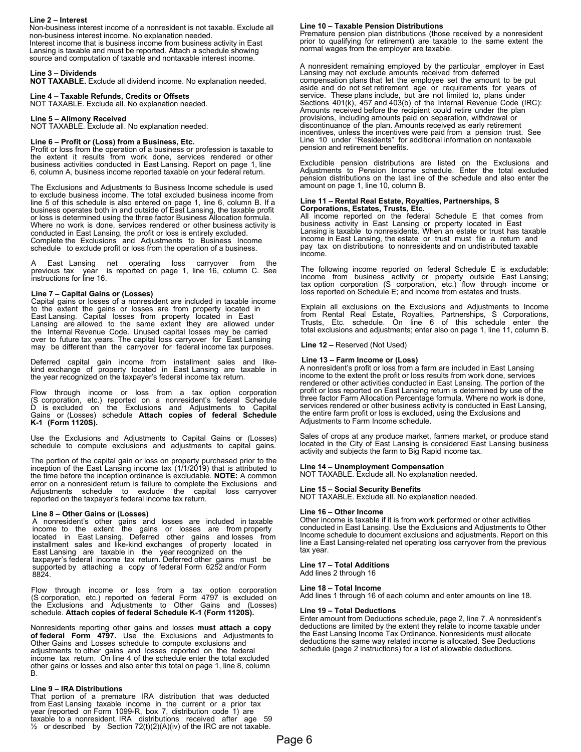**Line 2 – Interest**
Non-business interest income of a nonresident is not taxable. Exclude all non-business interest income. No explanation needed.
Interest income that is business income from business activity in East Lansing is taxable and must be reported. Attach a schedule showing source and computation of taxable and nontaxable interest income.

**Line 3 – Dividends**
**NOT TAXABLE.** Exclude all dividend income. No explanation needed.

**Line 4 – Taxable Refunds, Credits or Offsets**
NOT TAXABLE. Exclude all. No explanation needed.

**Line 5 – Alimony Received**
NOT TAXABLE. Exclude all. No explanation needed.

**Line 6 – Profit or (Loss) from a Business, Etc.**
Profit or loss from the operation of a business or profession is taxable to the extent it results from work done, services rendered or other business activities conducted in East Lansing. Report on page 1, line 6, column A, business income reported taxable on your federal return.

The Exclusions and Adjustments to Business Income schedule is used to exclude business income. The total excluded business income from line 5 of this schedule is also entered on page 1, line 6, column B. If a business operates both in and outside of East Lansing, the taxable profit or loss is determined using the three factor Business Allocation formula. Where no work is done, services rendered or other business activity is conducted in East Lansing, the profit or loss is entirely excluded. Complete the Exclusions and Adjustments to Business Income schedule to exclude profit or loss from the operation of a business.

A East Lansing net operating loss carryover from the previous tax year is reported on page 1, line 16, column C. See instructions for line 16.

**Line 7 – Capital Gains or (Losses)**
Capital gains or losses of a nonresident are included in taxable income to the extent the gains or losses are from property located in East Lansing. Capital losses from property located in East Lansing are allowed to the same extent they are allowed under the Internal Revenue Code. Unused capital losses may be carried over to future tax years. The capital loss carryover for East Lansing may be different than the carryover for federal income tax purposes.

Deferred capital gain income from installment sales and like-kind exchange of property located in East Lansing are taxable in the year recognized on the taxpayer's federal income tax return.

Flow through income or loss from a tax option corporation (S corporation, etc.) reported on a nonresident's federal Schedule D is excluded on the Exclusions and Adjustments to Capital Gains or (Losses) schedule **Attach copies of federal Schedule K-1 (Form 1120S).**

Use the Exclusions and Adjustments to Capital Gains or (Losses) schedule to compute exclusions and adjustments to capital gains.

The portion of the capital gain or loss on property purchased prior to the inception of the East Lansing income tax (1/1/2019) that is attributed to the time before the inception ordinance is excludable. **NOTE:** A common error on a nonresident return is failure to complete the Exclusions and Adjustments schedule to exclude the capital loss carryover reported on the taxpayer's federal income tax return.

**Line 8 – Other Gains or (Losses)**
A nonresident's other gains and losses are included in taxable income to the extent the gains or losses are from property located in East Lansing. Deferred other gains and losses from installment sales and like-kind exchanges of property located in East Lansing are taxable in the year recognized on the taxpayer's federal income tax return. Deferred other gains must be supported by attaching a copy of federal Form 6252 and/or Form 8824.

Flow through income or loss from a tax option corporation (S corporation, etc.) reported on federal Form 4797 is excluded on the Exclusions and Adjustments to Other Gains and (Losses) schedule. **Attach copies of federal Schedule K-1 (Form 1120S).**

Nonresidents reporting other gains and losses **must attach a copy of federal Form 4797.** Use the Exclusions and Adjustments to Other Gains and Losses schedule to compute exclusions and adjustments to other gains and losses reported on the federal income tax return. On line 4 of the schedule enter the total excluded other gains or losses and also enter this total on page 1, line 8, column B.

**Line 9 – IRA Distributions**
That portion of a premature IRA distribution that was deducted from East Lansing taxable income in the current or a prior tax year (reported on Form 1099-R, box 7, distribution code 1) are taxable to a nonresident. IRA distributions received after age 59 ½ or described by Section 72(t)(2)(A)(iv) of the IRC are not taxable.

**Line 10 – Taxable Pension Distributions**
Premature pension plan distributions (those received by a nonresident prior to qualifying for retirement) are taxable to the same extent the normal wages from the employer are taxable.

A nonresident remaining employed by the particular employer in East Lansing may not exclude amounts received from deferred compensation plans that let the employee set the amount to be put aside and do not set retirement age or requirements for years of service. These plans include, but are not limited to, plans under Sections 401(k), 457 and 403(b) of the Internal Revenue Code (IRC): Amounts received before the recipient could retire under the plan provisions, including amounts paid on separation, withdrawal or discontinuance of the plan. Amounts received as early retirement incentives, unless the incentives were paid from a pension trust. See Line 10 under "Residents" for additional information on nontaxable pension and retirement benefits.

Excludible pension distributions are listed on the Exclusions and Adjustments to Pension Income schedule. Enter the total excluded pension distributions on the last line of the schedule and also enter the amount on page 1, line 10, column B.

**Line 11 – Rental Real Estate, Royalties, Partnerships, S Corporations, Estates, Trusts, Etc.**
All income reported on the federal Schedule E that comes from business activity in East Lansing or property located in East Lansing is taxable to nonresidents. When an estate or trust has taxable income in East Lansing, the estate or trust must file a return and pay tax on distributions to nonresidents and on undistributed taxable income.

The following income reported on federal Schedule E is excludable: income from business activity or property outside East Lansing; tax option corporation (S corporation, etc.) flow through income or loss reported on Schedule E; and income from estates and trusts.

Explain all exclusions on the Exclusions and Adjustments to Income from Rental Real Estate, Royalties, Partnerships, S Corporations, Trusts, Etc. schedule. On line 6 of this schedule enter the total exclusions and adjustments; enter also on page 1, line 11, column B.

**Line 12 –** Reserved (Not Used)

**Line 13 – Farm Income or (Loss)**
A nonresident's profit or loss from a farm are included in East Lansing income to the extent the profit or loss results from work done, services rendered or other activities conducted in East Lansing. The portion of the profit or loss reported on East Lansing return is determined by use of the three factor Farm Allocation Percentage formula. Where no work is done, services rendered or other business activity is conducted in East Lansing, the entire farm profit or loss is excluded, using the Exclusions and Adjustments to Farm Income schedule.

Sales of crops at any produce market, farmers market, or produce stand located in the City of East Lansing is considered East Lansing business activity and subjects the farm to Big Rapid income tax.

**Line 14 – Unemployment Compensation**
NOT TAXABLE. Exclude all. No explanation needed.

**Line 15 – Social Security Benefits**
NOT TAXABLE. Exclude all. No explanation needed.

**Line 16 – Other Income**
Other income is taxable if it is from work performed or other activities conducted in East Lansing. Use the Exclusions and Adjustments to Other Income schedule to document exclusions and adjustments. Report on this line a East Lansing-related net operating loss carryover from the previous tax year.

**Line 17 – Total Additions**
Add lines 2 through 16

**Line 18 – Total Income**
Add lines 1 through 16 of each column and enter amounts on line 18.

**Line 19 – Total Deductions**
Enter amount from Deductions schedule, page 2, line 7. A nonresident's deductions are limited by the extent they relate to income taxable under the East Lansing Income Tax Ordinance. Nonresidents must allocate deductions the same way related income is allocated. See Deductions schedule (page 2 instructions) for a list of allowable deductions.